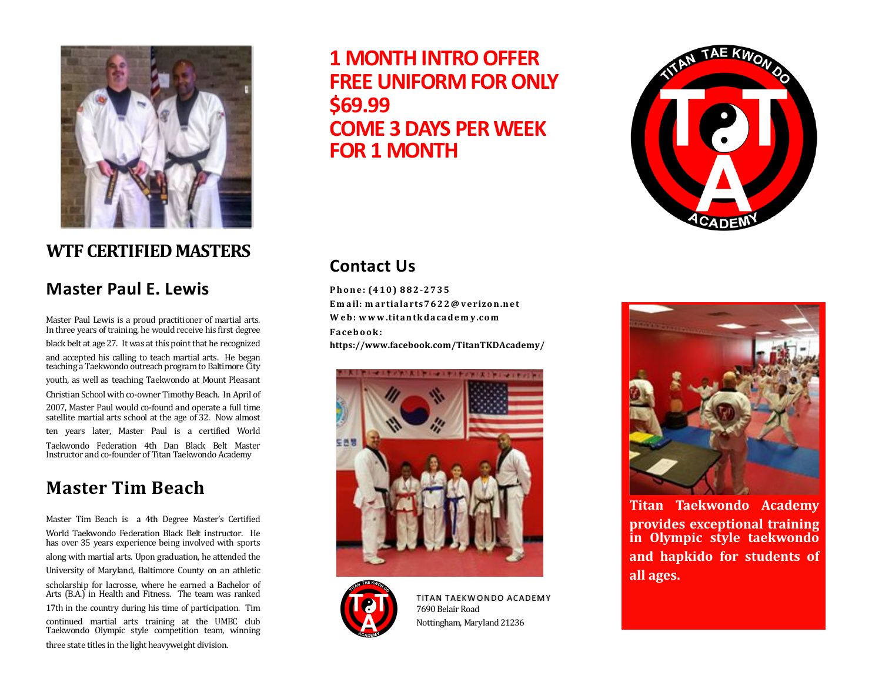## WTF CERTIFIED MASTERS

### Master Paul E. Lewis

Master Paul Lewis is a proud practitioner of martial arts. In three years of training, he would receive his first degree black belt at age 27. It was at this point that he recognized and accepted his calling to teach martial arts. He began teaching a Taekwondo outreach program to Baltimore City youth, as well as teaching Taekwondo at Mount Pleasant Christian School with co-owner Timothy Beach. In April of 2007, Master Paul would co-found and operate a full time satellite martial arts school at the age of 32. Now almost ten years later, Master Paul is a certified World Taekwondo Federation 4th Dan Black Belt Master Instructor and co-founder of Titan Taekwondo Academy

### Master Tim Beach

Master Tim Beach is a 4th Degree Master's Certified World Taekwondo Federation Black Belt instructor. He has over 35 years experience being involved with sports along with martial arts. Upon graduation, he attended the University of Maryland, Baltimore County on an athletic scholarship for lacrosse, where he earned a Bachelor of Arts (B.A.) in Health and Fitness. The team was ranked 17th in the country during his time of participation. Tim continued martial arts training at the UMBC club Taekwondo Olympic style competition team, winning three state titles in the light heavyweight division.

**1 MONTH INTRO OFFER**
**FREE UNIFORM FOR ONLY $69.99**
**COME 3 DAYS PER WEEK FOR 1 MONTH**

## Contact Us

**Phone: (410) 882-2735**
**Email: martialarts7622@verizon.net**
**Web: www.titantkdacademy.com**
**Facebook:**
**https://www.facebook.com/TitanTKDAcademy/**

TITAN TAEKWONDO ACADEMY
7690 Belair Road
Nottingham, Maryland 21236

TITAN TAE KWON DO ACADEMY

**Titan Taekwondo Academy provides exceptional training in Olympic style taekwondo and hapkido for students of all ages.**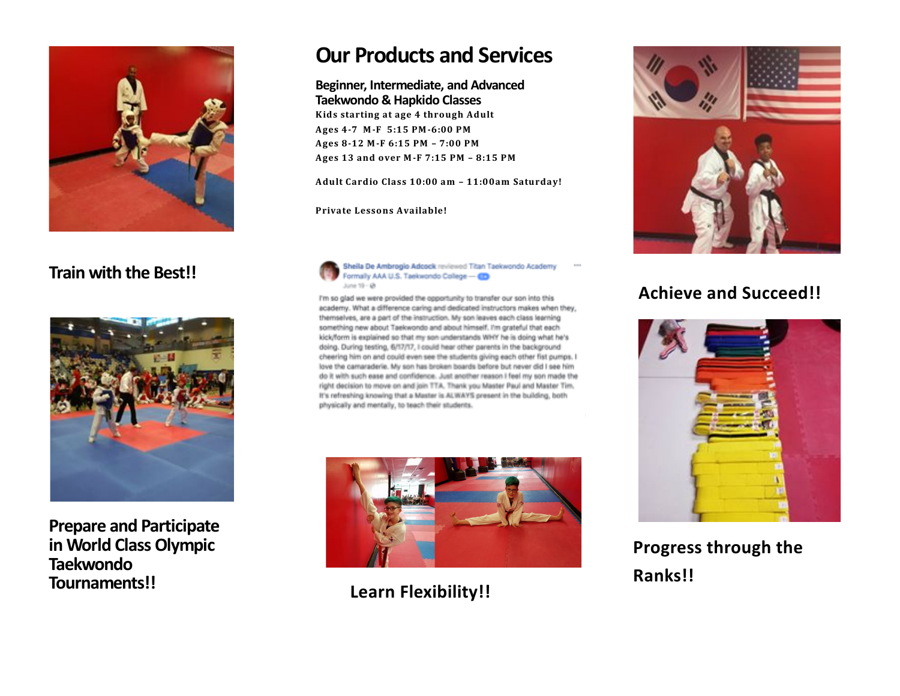# Our Products and Services

**Beginner, Intermediate, and Advanced Taekwondo & Hapkido Classes**

**Kids starting at age 4 through Adult**

**Ages 4-7 M-F 5:15 PM-6:00 PM**

**Ages 8-12 M-F 6:15 PM – 7:00 PM**

**Ages 13 and over M-F 7:15 PM – 8:15 PM**

**Adult Cardio Class 10:00 am – 11:00am Saturday!**

**Private Lessons Available!**

Sheila De Ambrogio Adcock reviewed Titan Taekwondo Academy Formally AAA U.S. Taekwondo College —
June 19 ·

I'm so glad we were provided the opportunity to transfer our son into this academy. What a difference caring and dedicated instructors makes when they, themselves, are a part of the instruction. My son leaves each class learning something new about Taekwondo and about himself. I'm grateful that each kick/form is explained so that my son understands WHY he is doing what he's doing. During testing, 6/17/17, I could hear other parents in the background cheering him on and could even see the students giving each other fist pumps. I love the camaraderie. My son has broken boards before but never did I see him do it with such ease and confidence. Just another reason I feel my son made the right decision to move on and join TTA. Thank you Master Paul and Master Tim. It's refreshing knowing that a Master is ALWAYS present in the building, both physically and mentally, to teach their students.

**Train with the Best!!**

**Prepare and Participate in World Class Olympic Taekwondo Tournaments!!**

**Learn Flexibility!!**

**Achieve and Succeed!!**

**Progress through the Ranks!!**